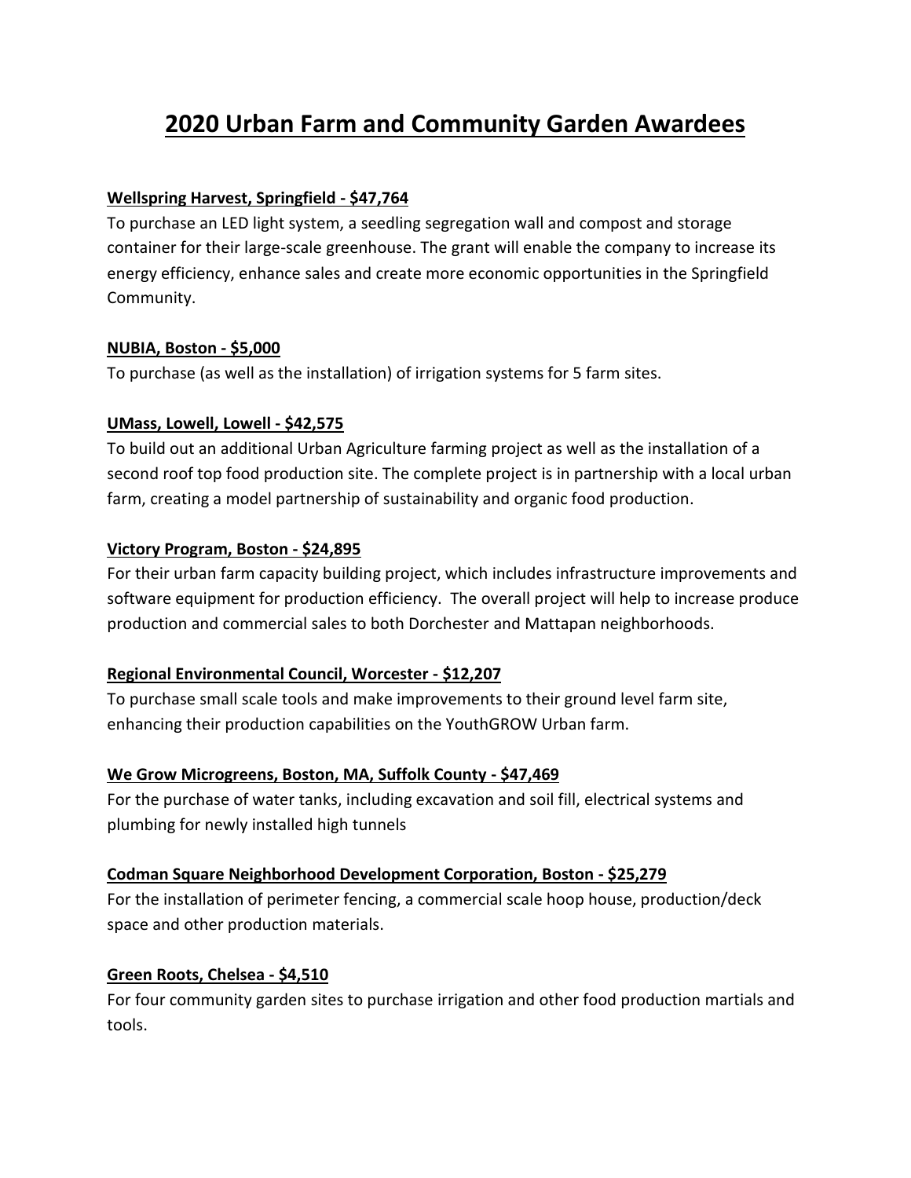# 2020 Urban Farm and Community Garden Awardees

**Wellspring Harvest, Springfield - $47,764**

To purchase an LED light system, a seedling segregation wall and compost and storage container for their large-scale greenhouse. The grant will enable the company to increase its energy efficiency, enhance sales and create more economic opportunities in the Springfield Community.

**NUBIA, Boston - $5,000**

To purchase (as well as the installation) of irrigation systems for 5 farm sites.

**UMass, Lowell, Lowell - $42,575**

To build out an additional Urban Agriculture farming project as well as the installation of a second roof top food production site. The complete project is in partnership with a local urban farm, creating a model partnership of sustainability and organic food production.

**Victory Program, Boston - $24,895**

For their urban farm capacity building project, which includes infrastructure improvements and software equipment for production efficiency. The overall project will help to increase produce production and commercial sales to both Dorchester and Mattapan neighborhoods.

**Regional Environmental Council, Worcester - $12,207**

To purchase small scale tools and make improvements to their ground level farm site, enhancing their production capabilities on the YouthGROW Urban farm.

**We Grow Microgreens, Boston, MA, Suffolk County - $47,469**

For the purchase of water tanks, including excavation and soil fill, electrical systems and plumbing for newly installed high tunnels

**Codman Square Neighborhood Development Corporation, Boston - $25,279**

For the installation of perimeter fencing, a commercial scale hoop house, production/deck space and other production materials.

**Green Roots, Chelsea - $4,510**

For four community garden sites to purchase irrigation and other food production martials and tools.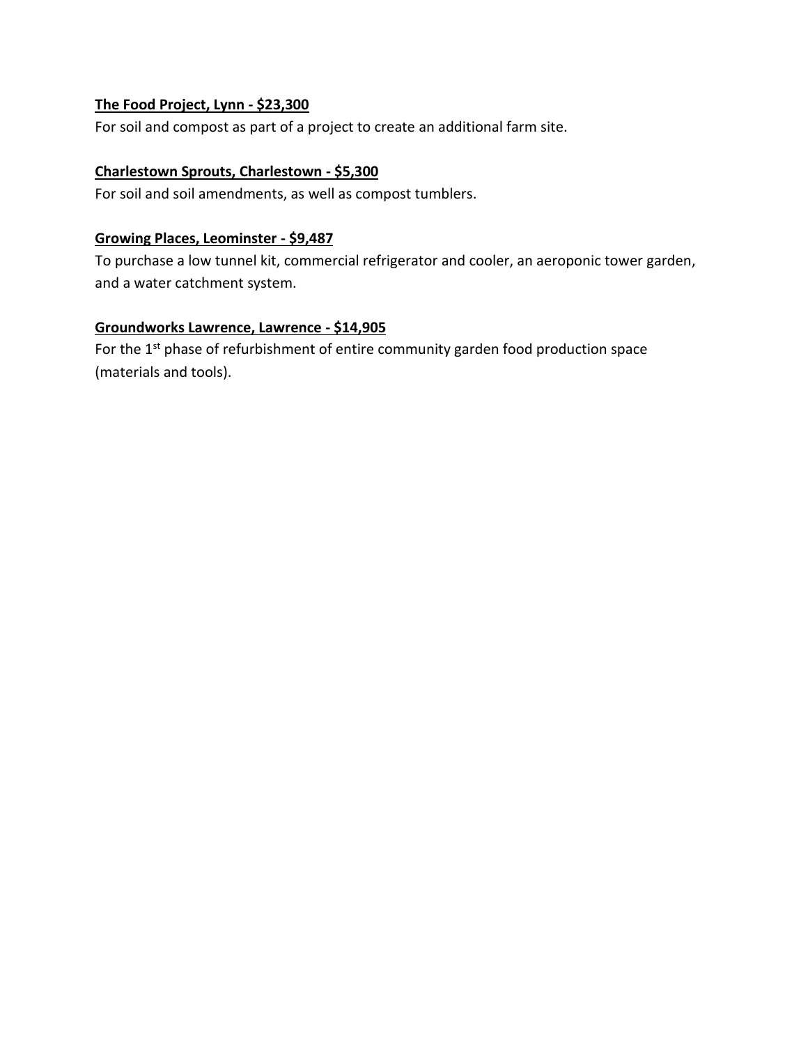**The Food Project, Lynn - $23,300**

For soil and compost as part of a project to create an additional farm site.

**Charlestown Sprouts, Charlestown - $5,300**

For soil and soil amendments, as well as compost tumblers.

**Growing Places, Leominster - $9,487**

To purchase a low tunnel kit, commercial refrigerator and cooler, an aeroponic tower garden, and a water catchment system.

**Groundworks Lawrence, Lawrence - $14,905**

For the 1st phase of refurbishment of entire community garden food production space (materials and tools).